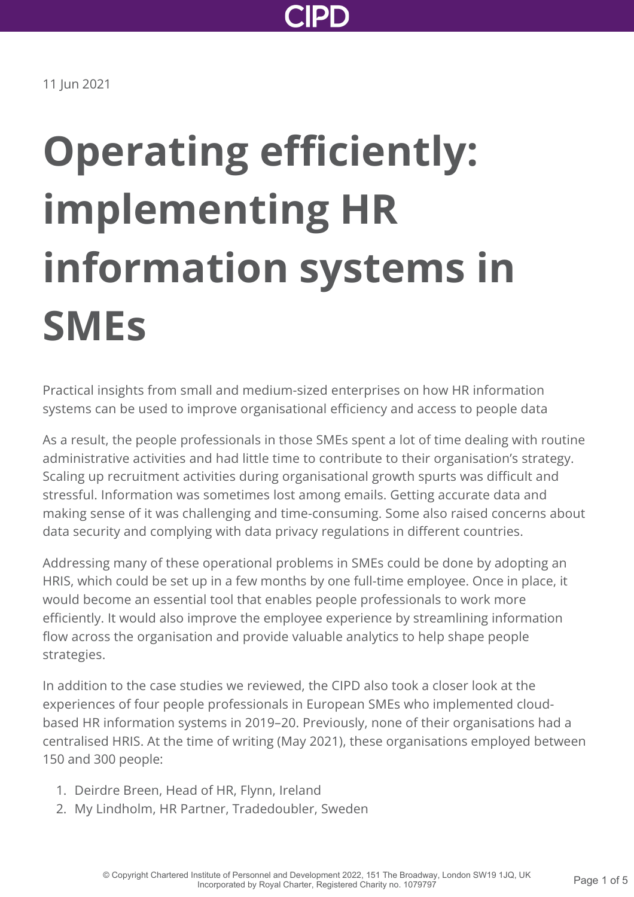11 Jun 2021

# Operating efficiently: implementing HR information systems in SMEs

Practical insights from small and medium-sized enterprises on how HR information systems can be used to improve organisational efficiency and access to people data

As a result, the people professionals in those SMEs spent a lot of time dealing with routine administrative activities and had little time to contribute to their organisation's strategy. Scaling up recruitment activities during organisational growth spurts was difficult and stressful. Information was sometimes lost among emails. Getting accurate data and making sense of it was challenging and time-consuming. Some also raised concerns about data security and complying with data privacy regulations in different countries.

Addressing many of these operational problems in SMEs could be done by adopting an HRIS, which could be set up in a few months by one full-time employee. Once in place, it would become an essential tool that enables people professionals to work more efficiently. It would also improve the employee experience by streamlining information flow across the organisation and provide valuable analytics to help shape people strategies.

In addition to the case studies we reviewed, the CIPD also took a closer look at the experiences of four people professionals in European SMEs who implemented cloud-based HR information systems in 2019–20. Previously, none of their organisations had a centralised HRIS. At the time of writing (May 2021), these organisations employed between 150 and 300 people:

1. Deirdre Breen, Head of HR, Flynn, Ireland
2. My Lindholm, HR Partner, Tradedoubler, Sweden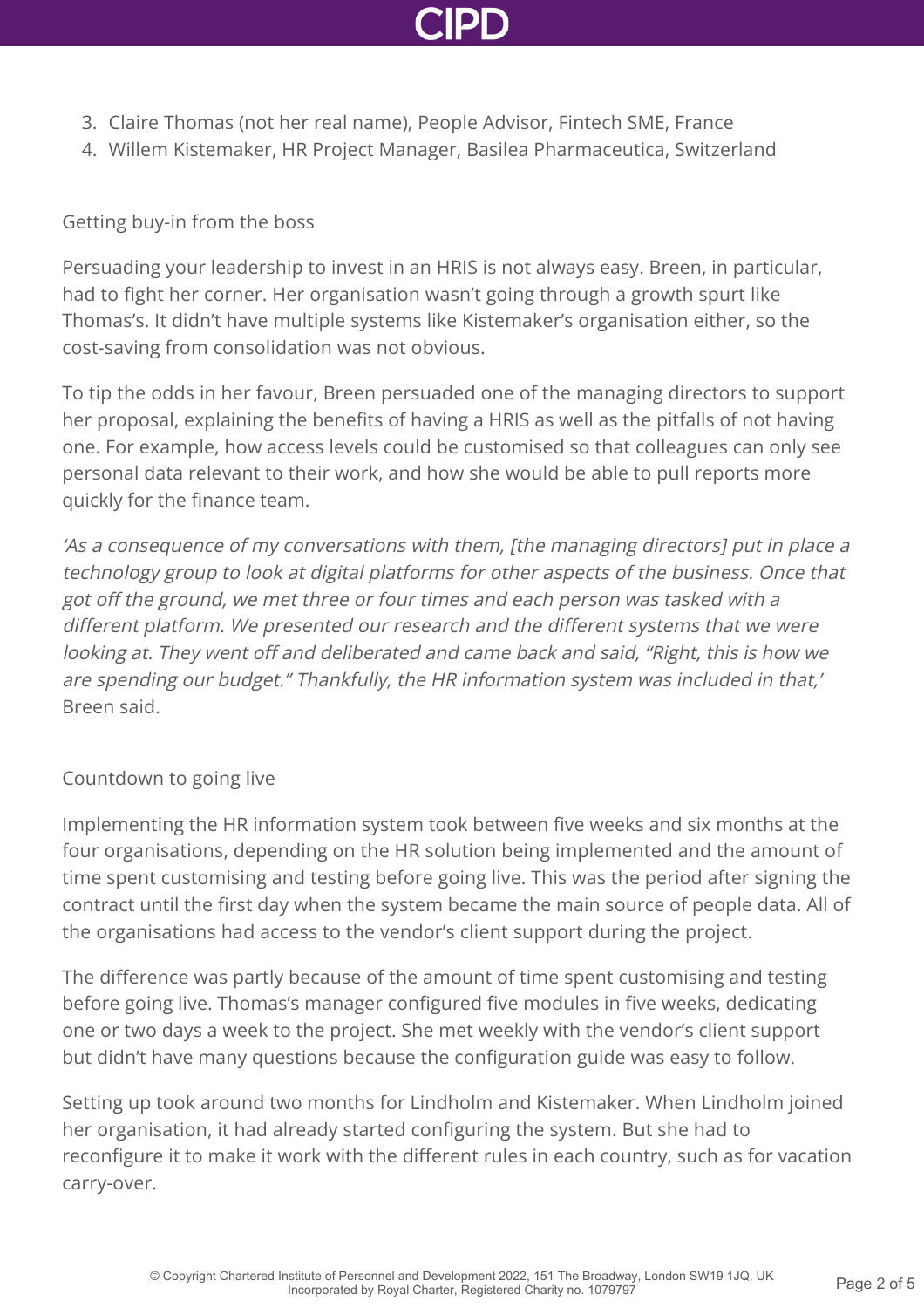3. Claire Thomas (not her real name), People Advisor, Fintech SME, France
4. Willem Kistemaker, HR Project Manager, Basilea Pharmaceutica, Switzerland

## Getting buy-in from the boss

Persuading your leadership to invest in an HRIS is not always easy. Breen, in particular, had to fight her corner. Her organisation wasn't going through a growth spurt like Thomas's. It didn't have multiple systems like Kistemaker's organisation either, so the cost-saving from consolidation was not obvious.

To tip the odds in her favour, Breen persuaded one of the managing directors to support her proposal, explaining the benefits of having a HRIS as well as the pitfalls of not having one. For example, how access levels could be customised so that colleagues can only see personal data relevant to their work, and how she would be able to pull reports more quickly for the finance team.

*'As a consequence of my conversations with them, [the managing directors] put in place a technology group to look at digital platforms for other aspects of the business. Once that got off the ground, we met three or four times and each person was tasked with a different platform. We presented our research and the different systems that we were looking at. They went off and deliberated and came back and said, "Right, this is how we are spending our budget." Thankfully, the HR information system was included in that,'* Breen said.

## Countdown to going live

Implementing the HR information system took between five weeks and six months at the four organisations, depending on the HR solution being implemented and the amount of time spent customising and testing before going live. This was the period after signing the contract until the first day when the system became the main source of people data. All of the organisations had access to the vendor's client support during the project.

The difference was partly because of the amount of time spent customising and testing before going live. Thomas's manager configured five modules in five weeks, dedicating one or two days a week to the project. She met weekly with the vendor's client support but didn't have many questions because the configuration guide was easy to follow.

Setting up took around two months for Lindholm and Kistemaker. When Lindholm joined her organisation, it had already started configuring the system. But she had to reconfigure it to make it work with the different rules in each country, such as for vacation carry-over.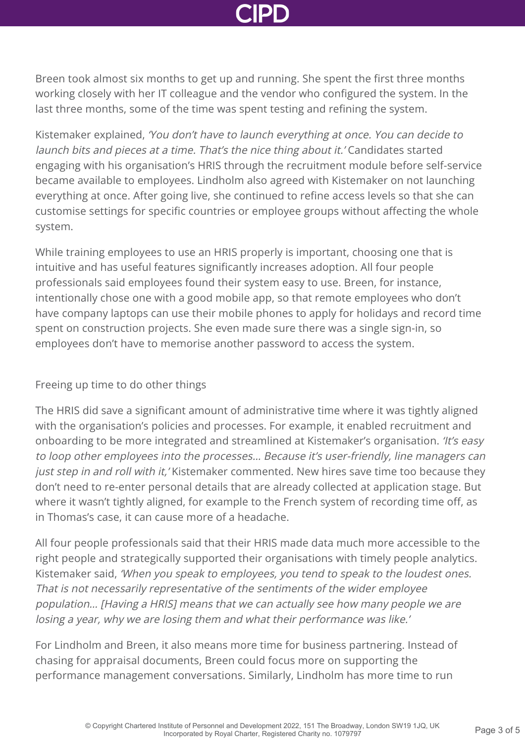Breen took almost six months to get up and running. She spent the first three months working closely with her IT colleague and the vendor who configured the system. In the last three months, some of the time was spent testing and refining the system.

Kistemaker explained, *'You don't have to launch everything at once. You can decide to launch bits and pieces at a time. That's the nice thing about it.'* Candidates started engaging with his organisation's HRIS through the recruitment module before self-service became available to employees. Lindholm also agreed with Kistemaker on not launching everything at once. After going live, she continued to refine access levels so that she can customise settings for specific countries or employee groups without affecting the whole system.

While training employees to use an HRIS properly is important, choosing one that is intuitive and has useful features significantly increases adoption. All four people professionals said employees found their system easy to use. Breen, for instance, intentionally chose one with a good mobile app, so that remote employees who don't have company laptops can use their mobile phones to apply for holidays and record time spent on construction projects. She even made sure there was a single sign-in, so employees don't have to memorise another password to access the system.

## Freeing up time to do other things

The HRIS did save a significant amount of administrative time where it was tightly aligned with the organisation's policies and processes. For example, it enabled recruitment and onboarding to be more integrated and streamlined at Kistemaker's organisation. *'It's easy to loop other employees into the processes… Because it's user-friendly, line managers can just step in and roll with it,'* Kistemaker commented. New hires save time too because they don't need to re-enter personal details that are already collected at application stage. But where it wasn't tightly aligned, for example to the French system of recording time off, as in Thomas's case, it can cause more of a headache.

All four people professionals said that their HRIS made data much more accessible to the right people and strategically supported their organisations with timely people analytics. Kistemaker said, *'When you speak to employees, you tend to speak to the loudest ones. That is not necessarily representative of the sentiments of the wider employee population… [Having a HRIS] means that we can actually see how many people we are losing a year, why we are losing them and what their performance was like.'*

For Lindholm and Breen, it also means more time for business partnering. Instead of chasing for appraisal documents, Breen could focus more on supporting the performance management conversations. Similarly, Lindholm has more time to run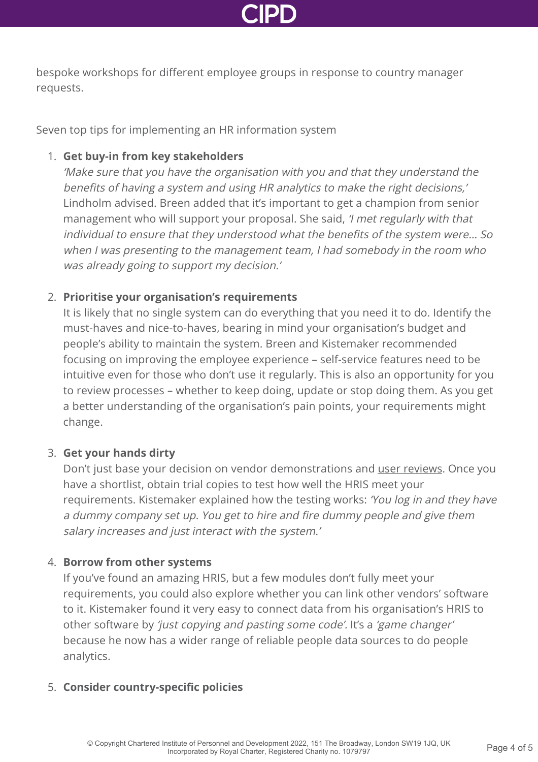bespoke workshops for different employee groups in response to country manager requests.

Seven top tips for implementing an HR information system

1. **Get buy-in from key stakeholders**
   *'Make sure that you have the organisation with you and that they understand the benefits of having a system and using HR analytics to make the right decisions,'* Lindholm advised. Breen added that it's important to get a champion from senior management who will support your proposal. She said, *'I met regularly with that individual to ensure that they understood what the benefits of the system were… So when I was presenting to the management team, I had somebody in the room who was already going to support my decision.'*

2. **Prioritise your organisation's requirements**
   It is likely that no single system can do everything that you need it to do. Identify the must-haves and nice-to-haves, bearing in mind your organisation's budget and people's ability to maintain the system. Breen and Kistemaker recommended focusing on improving the employee experience – self-service features need to be intuitive even for those who don't use it regularly. This is also an opportunity for you to review processes – whether to keep doing, update or stop doing them. As you get a better understanding of the organisation's pain points, your requirements might change.

3. **Get your hands dirty**
   Don't just base your decision on vendor demonstrations and user reviews. Once you have a shortlist, obtain trial copies to test how well the HRIS meet your requirements. Kistemaker explained how the testing works: *'You log in and they have a dummy company set up. You get to hire and fire dummy people and give them salary increases and just interact with the system.'*

4. **Borrow from other systems**
   If you've found an amazing HRIS, but a few modules don't fully meet your requirements, you could also explore whether you can link other vendors' software to it. Kistemaker found it very easy to connect data from his organisation's HRIS to other software by *'just copying and pasting some code'*. It's a *'game changer'* because he now has a wider range of reliable people data sources to do people analytics.

5. **Consider country-specific policies**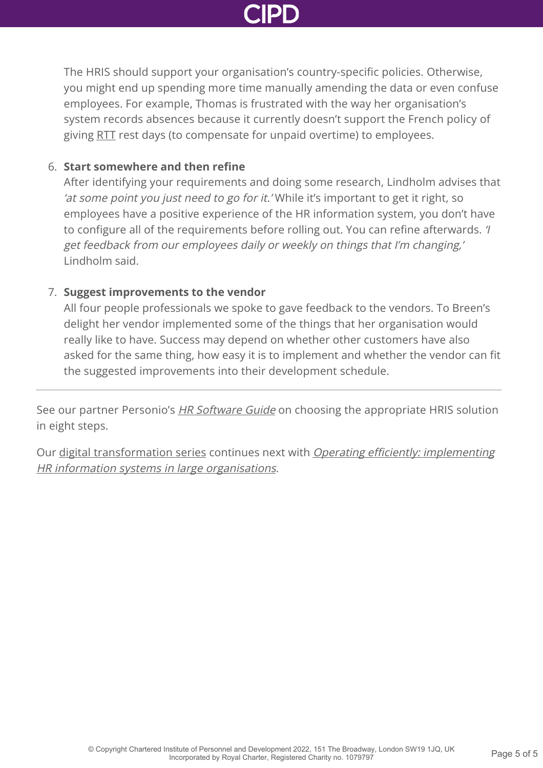The HRIS should support your organisation's country-specific policies. Otherwise, you might end up spending more time manually amending the data or even confuse employees. For example, Thomas is frustrated with the way her organisation's system records absences because it currently doesn't support the French policy of giving RTT rest days (to compensate for unpaid overtime) to employees.

6. **Start somewhere and then refine**
   After identifying your requirements and doing some research, Lindholm advises that *'at some point you just need to go for it.'* While it's important to get it right, so employees have a positive experience of the HR information system, you don't have to configure all of the requirements before rolling out. You can refine afterwards. *'I get feedback from our employees daily or weekly on things that I'm changing,'* Lindholm said.

7. **Suggest improvements to the vendor**
   All four people professionals we spoke to gave feedback to the vendors. To Breen's delight her vendor implemented some of the things that her organisation would really like to have. Success may depend on whether other customers have also asked for the same thing, how easy it is to implement and whether the vendor can fit the suggested improvements into their development schedule.

---

See our partner Personio's *HR Software Guide* on choosing the appropriate HRIS solution in eight steps.

Our digital transformation series continues next with *Operating efficiently: implementing HR information systems in large organisations*.

© Copyright Chartered Institute of Personnel and Development 2022, 151 The Broadway, London SW19 1JQ, UK
Incorporated by Royal Charter, Registered Charity no. 1079797